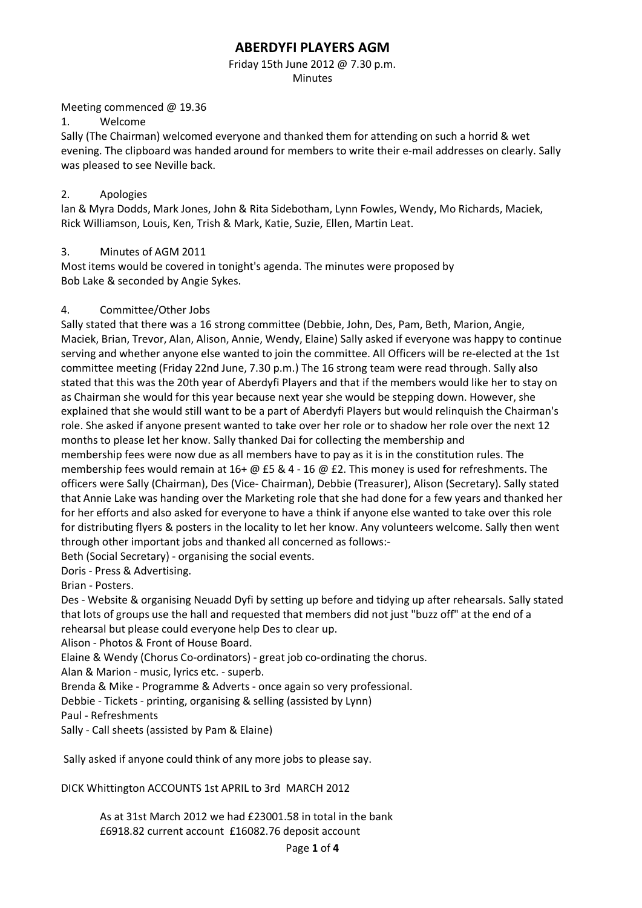# ABERDYFI PLAYERS AGM

Friday 15th June 2012 @ 7.30 p.m.
Minutes

Meeting commenced @ 19.36

1. Welcome

Sally (The Chairman) welcomed everyone and thanked them for attending on such a horrid & wet evening. The clipboard was handed around for members to write their e-mail addresses on clearly. Sally was pleased to see Neville back.

2. Apologies

Ian & Myra Dodds, Mark Jones, John & Rita Sidebotham, Lynn Fowles, Wendy, Mo Richards, Maciek, Rick Williamson, Louis, Ken, Trish & Mark, Katie, Suzie, Ellen, Martin Leat.

3. Minutes of AGM 2011

Most items would be covered in tonight's agenda. The minutes were proposed by Bob Lake & seconded by Angie Sykes.

4. Committee/Other Jobs

Sally stated that there was a 16 strong committee (Debbie, John, Des, Pam, Beth, Marion, Angie, Maciek, Brian, Trevor, Alan, Alison, Annie, Wendy, Elaine) Sally asked if everyone was happy to continue serving and whether anyone else wanted to join the committee. All Officers will be re-elected at the 1st committee meeting (Friday 22nd June, 7.30 p.m.) The 16 strong team were read through. Sally also stated that this was the 20th year of Aberdyfi Players and that if the members would like her to stay on as Chairman she would for this year because next year she would be stepping down. However, she explained that she would still want to be a part of Aberdyfi Players but would relinquish the Chairman's role. She asked if anyone present wanted to take over her role or to shadow her role over the next 12 months to please let her know. Sally thanked Dai for collecting the membership and membership fees were now due as all members have to pay as it is in the constitution rules. The membership fees would remain at 16+ @ £5 & 4 - 16 @ £2. This money is used for refreshments. The officers were Sally (Chairman), Des (Vice- Chairman), Debbie (Treasurer), Alison (Secretary). Sally stated that Annie Lake was handing over the Marketing role that she had done for a few years and thanked her for her efforts and also asked for everyone to have a think if anyone else wanted to take over this role for distributing flyers & posters in the locality to let her know. Any volunteers welcome. Sally then went through other important jobs and thanked all concerned as follows:-

Beth (Social Secretary) - organising the social events.
Doris - Press & Advertising.
Brian - Posters.
Des - Website & organising Neuadd Dyfi by setting up before and tidying up after rehearsals. Sally stated that lots of groups use the hall and requested that members did not just "buzz off" at the end of a rehearsal but please could everyone help Des to clear up.
Alison - Photos & Front of House Board.
Elaine & Wendy (Chorus Co-ordinators) - great job co-ordinating the chorus.
Alan & Marion - music, lyrics etc. - superb.
Brenda & Mike - Programme & Adverts - once again so very professional.
Debbie - Tickets - printing, organising & selling (assisted by Lynn)
Paul - Refreshments
Sally - Call sheets (assisted by Pam & Elaine)

Sally asked if anyone could think of any more jobs to please say.

DICK Whittington ACCOUNTS 1st APRIL to 3rd MARCH 2012

As at 31st March 2012 we had £23001.58 in total in the bank
£6918.82 current account £16082.76 deposit account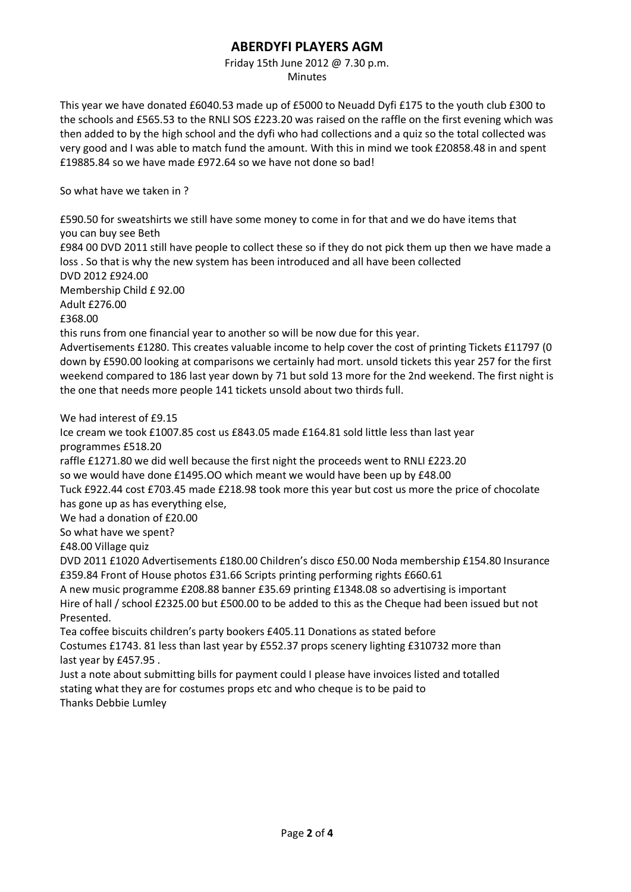# ABERDYFI PLAYERS AGM

Friday 15th June 2012 @ 7.30 p.m.
Minutes

This year we have donated £6040.53 made up of £5000 to Neuadd Dyfi £175 to the youth club £300 to the schools and £565.53 to the RNLI SOS £223.20 was raised on the raffle on the first evening which was then added to by the high school and the dyfi who had collections and a quiz so the total collected was very good and I was able to match fund the amount. With this in mind we took £20858.48 in and spent £19885.84 so we have made £972.64 so we have not done so bad!

So what have we taken in ?

£590.50 for sweatshirts we still have some money to come in for that and we do have items that you can buy see Beth
£984 00 DVD 2011 still have people to collect these so if they do not pick them up then we have made a loss . So that is why the new system has been introduced and all have been collected
DVD 2012 £924.00
Membership Child £ 92.00
Adult £276.00
£368.00
this runs from one financial year to another so will be now due for this year.
Advertisements £1280. This creates valuable income to help cover the cost of printing Tickets £11797 (0 down by £590.00 looking at comparisons we certainly had mort. unsold tickets this year 257 for the first weekend compared to 186 last year down by 71 but sold 13 more for the 2nd weekend. The first night is the one that needs more people 141 tickets unsold about two thirds full.

We had interest of £9.15
Ice cream we took £1007.85 cost us £843.05 made £164.81 sold little less than last year
programmes £518.20
raffle £1271.80 we did well because the first night the proceeds went to RNLI £223.20
so we would have done £1495.OO which meant we would have been up by £48.00
Tuck £922.44 cost £703.45 made £218.98 took more this year but cost us more the price of chocolate has gone up as has everything else,
We had a donation of £20.00
So what have we spent?
£48.00 Village quiz
DVD 2011 £1020 Advertisements £180.00 Children's disco £50.00 Noda membership £154.80 Insurance £359.84 Front of House photos £31.66 Scripts printing performing rights £660.61
A new music programme £208.88 banner £35.69 printing £1348.08 so advertising is important
Hire of hall / school £2325.00 but £500.00 to be added to this as the Cheque had been issued but not Presented.
Tea coffee biscuits children's party bookers £405.11 Donations as stated before
Costumes £1743. 81 less than last year by £552.37 props scenery lighting £310732 more than last year by £457.95 .
Just a note about submitting bills for payment could I please have invoices listed and totalled stating what they are for costumes props etc and who cheque is to be paid to
Thanks Debbie Lumley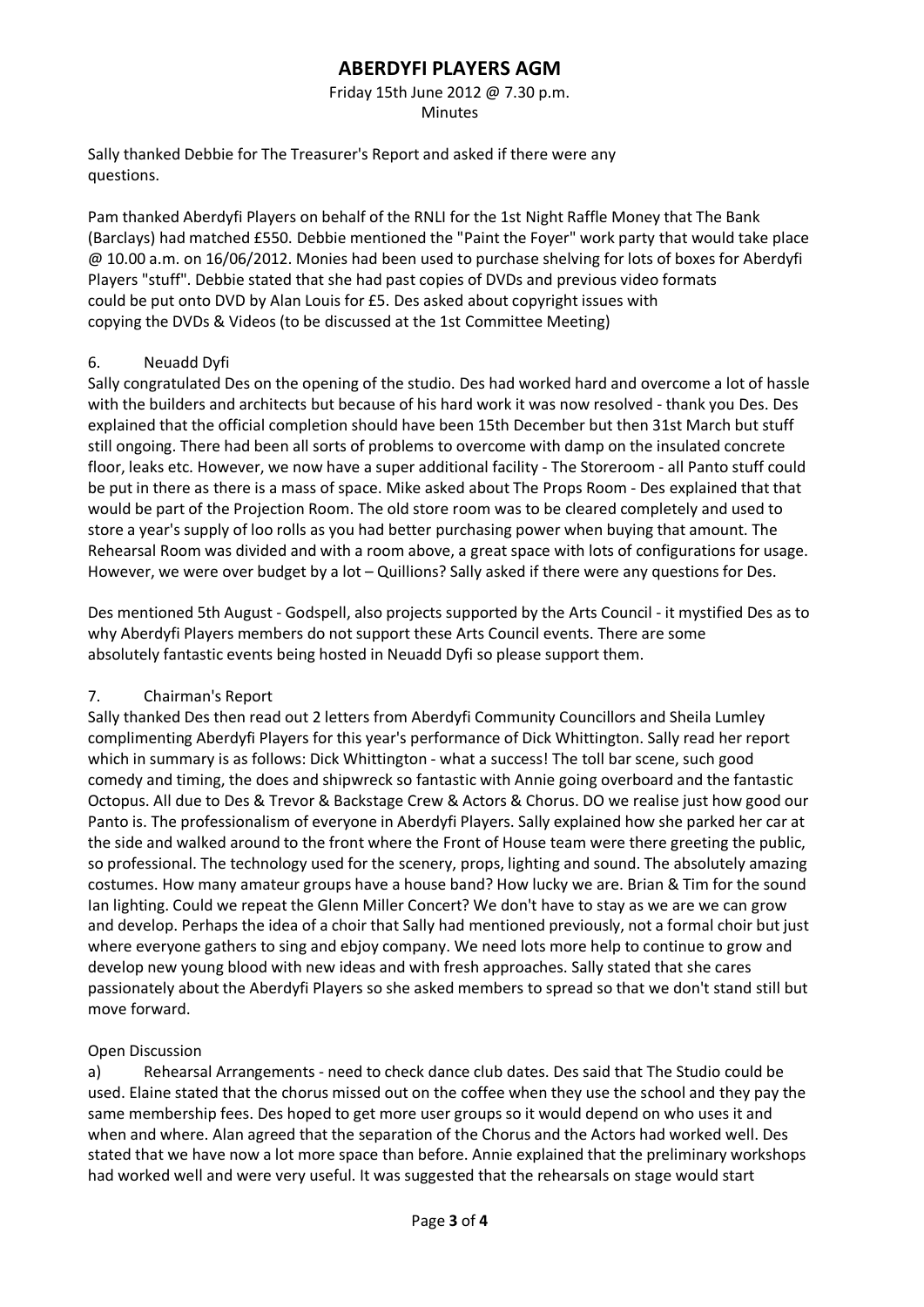# ABERDYFI PLAYERS AGM

Friday 15th June 2012 @ 7.30 p.m.
Minutes

Sally thanked Debbie for The Treasurer's Report and asked if there were any questions.

Pam thanked Aberdyfi Players on behalf of the RNLI for the 1st Night Raffle Money that The Bank (Barclays) had matched £550. Debbie mentioned the "Paint the Foyer" work party that would take place @ 10.00 a.m. on 16/06/2012. Monies had been used to purchase shelving for lots of boxes for Aberdyfi Players "stuff". Debbie stated that she had past copies of DVDs and previous video formats could be put onto DVD by Alan Louis for £5. Des asked about copyright issues with copying the DVDs & Videos (to be discussed at the 1st Committee Meeting)

6. Neuadd Dyfi

Sally congratulated Des on the opening of the studio. Des had worked hard and overcome a lot of hassle with the builders and architects but because of his hard work it was now resolved - thank you Des. Des explained that the official completion should have been 15th December but then 31st March but stuff still ongoing. There had been all sorts of problems to overcome with damp on the insulated concrete floor, leaks etc. However, we now have a super additional facility - The Storeroom - all Panto stuff could be put in there as there is a mass of space. Mike asked about The Props Room - Des explained that that would be part of the Projection Room. The old store room was to be cleared completely and used to store a year's supply of loo rolls as you had better purchasing power when buying that amount. The Rehearsal Room was divided and with a room above, a great space with lots of configurations for usage. However, we were over budget by a lot – Quillions? Sally asked if there were any questions for Des.

Des mentioned 5th August - Godspell, also projects supported by the Arts Council - it mystified Des as to why Aberdyfi Players members do not support these Arts Council events. There are some absolutely fantastic events being hosted in Neuadd Dyfi so please support them.

7. Chairman's Report

Sally thanked Des then read out 2 letters from Aberdyfi Community Councillors and Sheila Lumley complimenting Aberdyfi Players for this year's performance of Dick Whittington. Sally read her report which in summary is as follows: Dick Whittington - what a success! The toll bar scene, such good comedy and timing, the does and shipwreck so fantastic with Annie going overboard and the fantastic Octopus. All due to Des & Trevor & Backstage Crew & Actors & Chorus. DO we realise just how good our Panto is. The professionalism of everyone in Aberdyfi Players. Sally explained how she parked her car at the side and walked around to the front where the Front of House team were there greeting the public, so professional. The technology used for the scenery, props, lighting and sound. The absolutely amazing costumes. How many amateur groups have a house band? How lucky we are. Brian & Tim for the sound Ian lighting. Could we repeat the Glenn Miller Concert? We don't have to stay as we are we can grow and develop. Perhaps the idea of a choir that Sally had mentioned previously, not a formal choir but just where everyone gathers to sing and ebjoy company. We need lots more help to continue to grow and develop new young blood with new ideas and with fresh approaches. Sally stated that she cares passionately about the Aberdyfi Players so she asked members to spread so that we don't stand still but move forward.

Open Discussion

a) Rehearsal Arrangements - need to check dance club dates. Des said that The Studio could be used. Elaine stated that the chorus missed out on the coffee when they use the school and they pay the same membership fees. Des hoped to get more user groups so it would depend on who uses it and when and where. Alan agreed that the separation of the Chorus and the Actors had worked well. Des stated that we have now a lot more space than before. Annie explained that the preliminary workshops had worked well and were very useful. It was suggested that the rehearsals on stage would start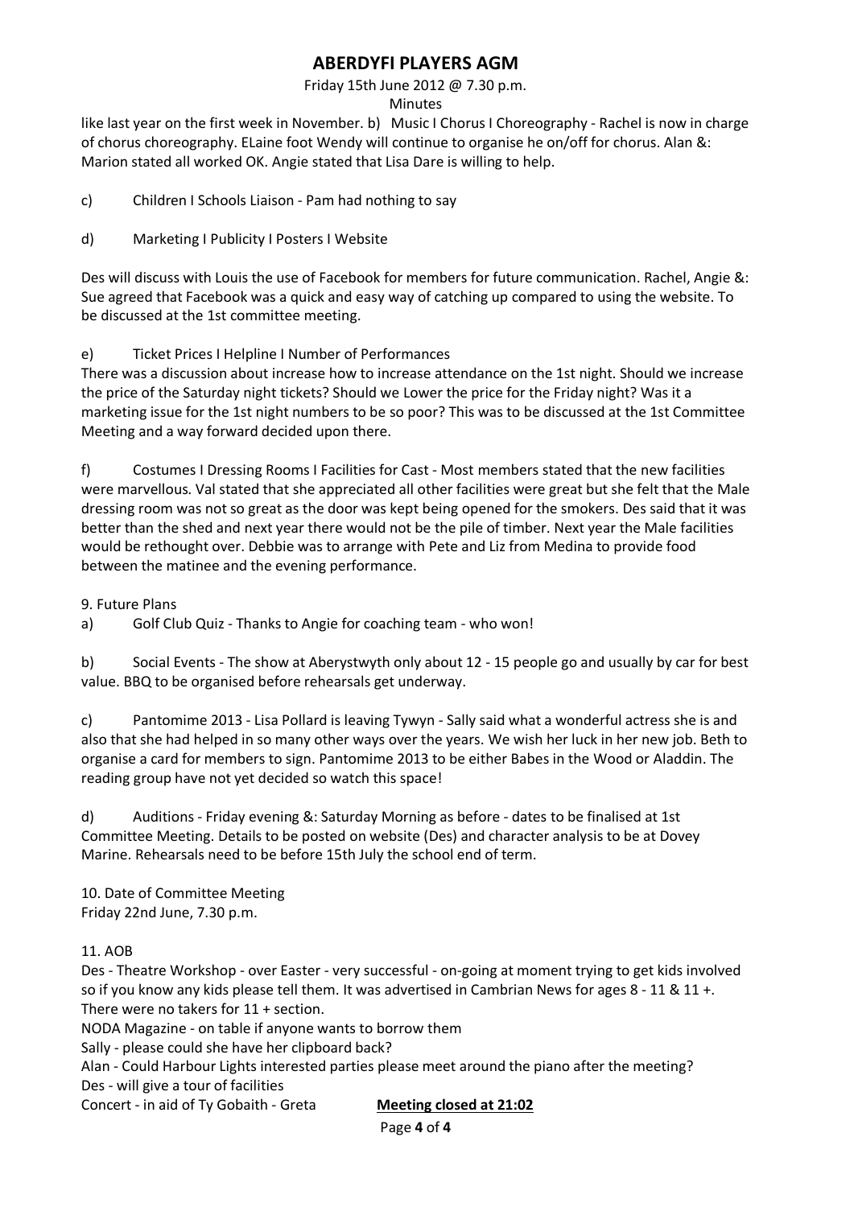like last year on the first week in November. b) Music I Chorus I Choreography - Rachel is now in charge of chorus choreography. ELaine foot Wendy will continue to organise he on/off for chorus. Alan &: Marion stated all worked OK. Angie stated that Lisa Dare is willing to help.

c) Children I Schools Liaison - Pam had nothing to say

d) Marketing I Publicity I Posters I Website

Des will discuss with Louis the use of Facebook for members for future communication. Rachel, Angie &: Sue agreed that Facebook was a quick and easy way of catching up compared to using the website. To be discussed at the 1st committee meeting.

e) Ticket Prices I Helpline I Number of Performances
There was a discussion about increase how to increase attendance on the 1st night. Should we increase the price of the Saturday night tickets? Should we Lower the price for the Friday night? Was it a marketing issue for the 1st night numbers to be so poor? This was to be discussed at the 1st Committee Meeting and a way forward decided upon there.

f) Costumes I Dressing Rooms I Facilities for Cast - Most members stated that the new facilities were marvellous. Val stated that she appreciated all other facilities were great but she felt that the Male dressing room was not so great as the door was kept being opened for the smokers. Des said that it was better than the shed and next year there would not be the pile of timber. Next year the Male facilities would be rethought over. Debbie was to arrange with Pete and Liz from Medina to provide food between the matinee and the evening performance.

9. Future Plans

a) Golf Club Quiz - Thanks to Angie for coaching team - who won!

b) Social Events - The show at Aberystwyth only about 12 - 15 people go and usually by car for best value. BBQ to be organised before rehearsals get underway.

c) Pantomime 2013 - Lisa Pollard is leaving Tywyn - Sally said what a wonderful actress she is and also that she had helped in so many other ways over the years. We wish her luck in her new job. Beth to organise a card for members to sign. Pantomime 2013 to be either Babes in the Wood or Aladdin. The reading group have not yet decided so watch this space!

d) Auditions - Friday evening &: Saturday Morning as before - dates to be finalised at 1st Committee Meeting. Details to be posted on website (Des) and character analysis to be at Dovey Marine. Rehearsals need to be before 15th July the school end of term.

10. Date of Committee Meeting
Friday 22nd June, 7.30 p.m.

11. AOB

Des - Theatre Workshop - over Easter - very successful - on-going at moment trying to get kids involved so if you know any kids please tell them. It was advertised in Cambrian News for ages 8 - 11 & 11 +. There were no takers for 11 + section.
NODA Magazine - on table if anyone wants to borrow them
Sally - please could she have her clipboard back?
Alan - Could Harbour Lights interested parties please meet around the piano after the meeting?
Des - will give a tour of facilities
Concert - in aid of Ty Gobaith - Greta

**Meeting closed at 21:02**